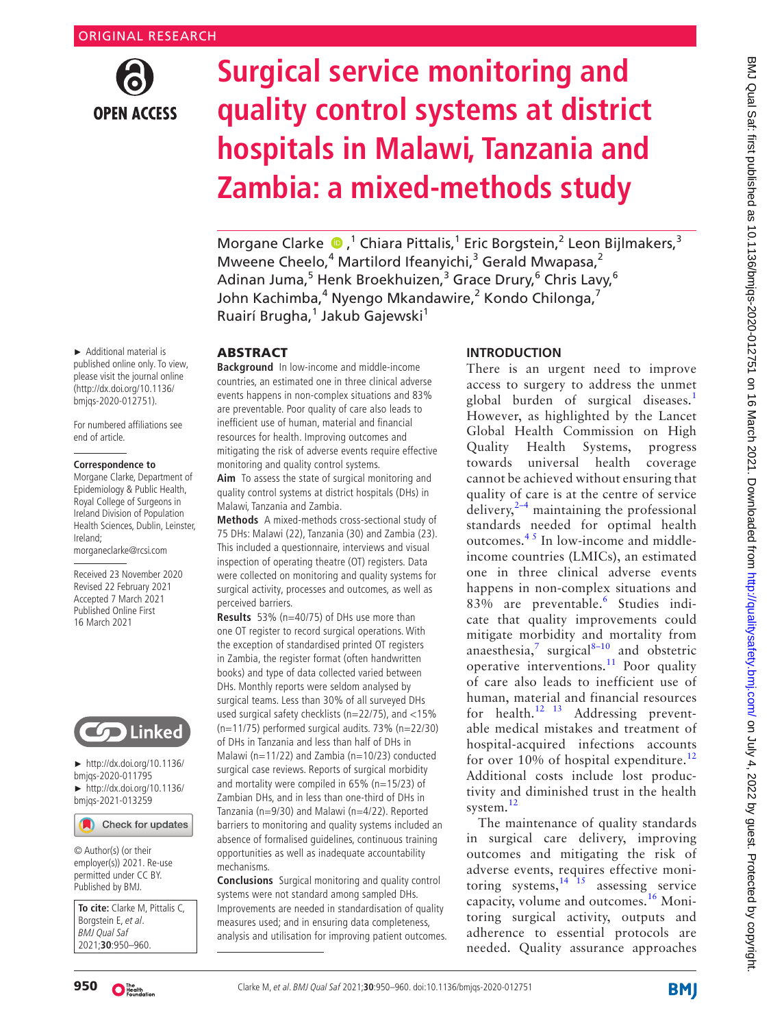ORIGINAL RESEARCH

# Surgical service monitoring and quality control systems at district hospitals in Malawi, Tanzania and Zambia: a mixed-methods study

Morgane Clarke [1], Chiara Pittalis,[1] Eric Borgstein,[2] Leon Bijlmakers,[3] Mweene Cheelo,[4] Martilord Ifeanyichi,[3] Gerald Mwapasa,[2] Adinan Juma,[5] Henk Broekhuizen,[3] Grace Drury,[6] Chris Lavy,[6] John Kachimba,[4] Nyengo Mkandawire,[2] Kondo Chilonga,[7] Ruairí Brugha,[1] Jakub Gajewski[1]

► Additional material is published online only. To view, please visit the journal online (http://dx.doi.org/10.1136/bmjqs-2020-012751).

For numbered affiliations see end of article.

**Correspondence to**
Morgane Clarke, Department of Epidemiology & Public Health, Royal College of Surgeons in Ireland Division of Population Health Sciences, Dublin, Leinster, Ireland; morganeclarke@rcsi.com

Received 23 November 2020
Revised 22 February 2021
Accepted 7 March 2021
Published Online First 16 March 2021

► http://dx.doi.org/10.1136/bmjqs-2020-011795
► http://dx.doi.org/10.1136/bmjqs-2021-013259

© Author(s) (or their employer(s)) 2021. Re-use permitted under CC BY. Published by BMJ.

**To cite:** Clarke M, Pittalis C, Borgstein E, *et al*. *BMJ Qual Saf* 2021;**30**:950–960.

## ABSTRACT

**Background** In low-income and middle-income countries, an estimated one in three clinical adverse events happens in non-complex situations and 83% are preventable. Poor quality of care also leads to inefficient use of human, material and financial resources for health. Improving outcomes and mitigating the risk of adverse events require effective monitoring and quality control systems.

**Aim** To assess the state of surgical monitoring and quality control systems at district hospitals (DHs) in Malawi, Tanzania and Zambia.

**Methods** A mixed-methods cross-sectional study of 75 DHs: Malawi (22), Tanzania (30) and Zambia (23). This included a questionnaire, interviews and visual inspection of operating theatre (OT) registers. Data were collected on monitoring and quality systems for surgical activity, processes and outcomes, as well as perceived barriers.

**Results** 53% (n=40/75) of DHs use more than one OT register to record surgical operations. With the exception of standardised printed OT registers in Zambia, the register format (often handwritten books) and type of data collected varied between DHs. Monthly reports were seldom analysed by surgical teams. Less than 30% of all surveyed DHs used surgical safety checklists (n=22/75), and <15% (n=11/75) performed surgical audits. 73% (n=22/30) of DHs in Tanzania and less than half of DHs in Malawi (n=11/22) and Zambia (n=10/23) conducted surgical case reviews. Reports of surgical morbidity and mortality were compiled in 65% (n=15/23) of Zambian DHs, and in less than one-third of DHs in Tanzania (n=9/30) and Malawi (n=4/22). Reported barriers to monitoring and quality systems included an absence of formalised guidelines, continuous training opportunities as well as inadequate accountability mechanisms.

**Conclusions** Surgical monitoring and quality control systems were not standard among sampled DHs. Improvements are needed in standardisation of quality measures used; and in ensuring data completeness, analysis and utilisation for improving patient outcomes.

## INTRODUCTION

There is an urgent need to improve access to surgery to address the unmet global burden of surgical diseases.[1] However, as highlighted by the Lancet Global Health Commission on High Quality Health Systems, progress towards universal health coverage cannot be achieved without ensuring that quality of care is at the centre of service delivery,[2–4] maintaining the professional standards needed for optimal health outcomes.[4 5] In low-income and middle-income countries (LMICs), an estimated one in three clinical adverse events happens in non-complex situations and 83% are preventable.[6] Studies indicate that quality improvements could mitigate morbidity and mortality from anaesthesia,[7] surgical[8–10] and obstetric operative interventions.[11] Poor quality of care also leads to inefficient use of human, material and financial resources for health.[12 13] Addressing preventable medical mistakes and treatment of hospital-acquired infections accounts for over 10% of hospital expenditure.[12] Additional costs include lost productivity and diminished trust in the health system.[12]

The maintenance of quality standards in surgical care delivery, improving outcomes and mitigating the risk of adverse events, requires effective monitoring systems,[14 15] assessing service capacity, volume and outcomes.[16] Monitoring surgical activity, outputs and adherence to essential protocols are needed. Quality assurance approaches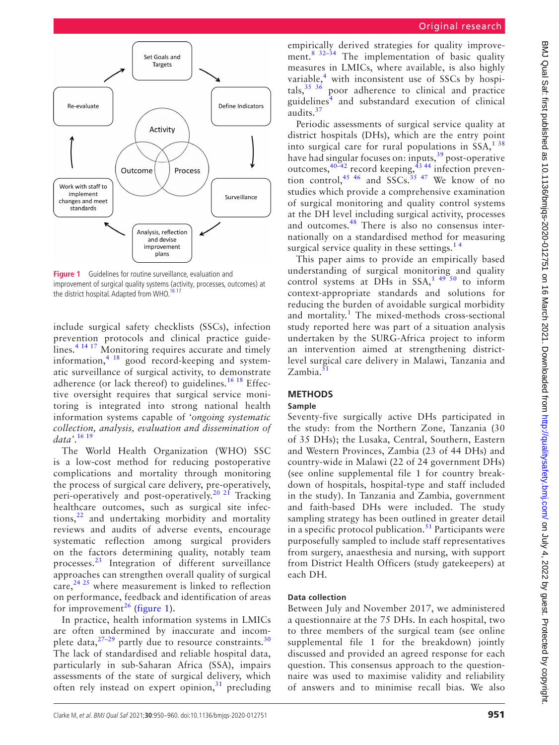Figure 1 Guidelines for routine surveillance, evaluation and improvement of surgical quality systems (activity, processes, outcomes) at the district hospital. Adapted from WHO.[16 17]

include surgical safety checklists (SSCs), infection prevention protocols and clinical practice guidelines.[4 14 17] Monitoring requires accurate and timely information,[4 18] good record-keeping and systematic surveillance of surgical activity, to demonstrate adherence (or lack thereof) to guidelines.[16 18] Effective oversight requires that surgical service monitoring is integrated into strong national health information systems capable of '*ongoing systematic collection, analysis, evaluation and dissemination of data*'.[16 19]

The World Health Organization (WHO) SSC is a low-cost method for reducing postoperative complications and mortality through monitoring the process of surgical care delivery, pre-operatively, peri-operatively and post-operatively.[20 21] Tracking healthcare outcomes, such as surgical site infections,[22] and undertaking morbidity and mortality reviews and audits of adverse events, encourage systematic reflection among surgical providers on the factors determining quality, notably team processes.[23] Integration of different surveillance approaches can strengthen overall quality of surgical care,[24 25] where measurement is linked to reflection on performance, feedback and identification of areas for improvement[26] (figure 1).

In practice, health information systems in LMICs are often undermined by inaccurate and incomplete data,[27–29] partly due to resource constraints.[30] The lack of standardised and reliable hospital data, particularly in sub-Saharan Africa (SSA), impairs assessments of the state of surgical delivery, which often rely instead on expert opinion,[31] precluding empirically derived strategies for quality improvement.[8 32–34] The implementation of basic quality measures in LMICs, where available, is also highly variable,[4] with inconsistent use of SSCs by hospitals,[35 36] poor adherence to clinical and practice guidelines[4] and substandard execution of clinical audits.[37]

Periodic assessments of surgical service quality at district hospitals (DHs), which are the entry point into surgical care for rural populations in SSA,[1 38] have had singular focuses on: inputs,[39] post-operative outcomes,[40–42] record keeping,[43 44] infection prevention control,[45 46] and SSCs.[35 47] We know of no studies which provide a comprehensive examination of surgical monitoring and quality control systems at the DH level including surgical activity, processes and outcomes.[48] There is also no consensus internationally on a standardised method for measuring surgical service quality in these settings.[1 4]

This paper aims to provide an empirically based understanding of surgical monitoring and quality control systems at DHs in SSA,[1 49 50] to inform context-appropriate standards and solutions for reducing the burden of avoidable surgical morbidity and mortality.[1] The mixed-methods cross-sectional study reported here was part of a situation analysis undertaken by the SURG-Africa project to inform an intervention aimed at strengthening district-level surgical care delivery in Malawi, Tanzania and Zambia.[51]

## METHODS

### Sample

Seventy-five surgically active DHs participated in the study: from the Northern Zone, Tanzania (30 of 35 DHs); the Lusaka, Central, Southern, Eastern and Western Provinces, Zambia (23 of 44 DHs) and country-wide in Malawi (22 of 24 government DHs) (see online supplemental file 1 for country breakdown of hospitals, hospital-type and staff included in the study). In Tanzania and Zambia, government and faith-based DHs were included. The study sampling strategy has been outlined in greater detail in a specific protocol publication.[51] Participants were purposefully sampled to include staff representatives from surgery, anaesthesia and nursing, with support from District Health Officers (study gatekeepers) at each DH.

### Data collection

Between July and November 2017, we administered a questionnaire at the 75 DHs. In each hospital, two to three members of the surgical team (see online supplemental file 1 for the breakdown) jointly discussed and provided an agreed response for each question. This consensus approach to the questionnaire was used to maximise validity and reliability of answers and to minimise recall bias. We also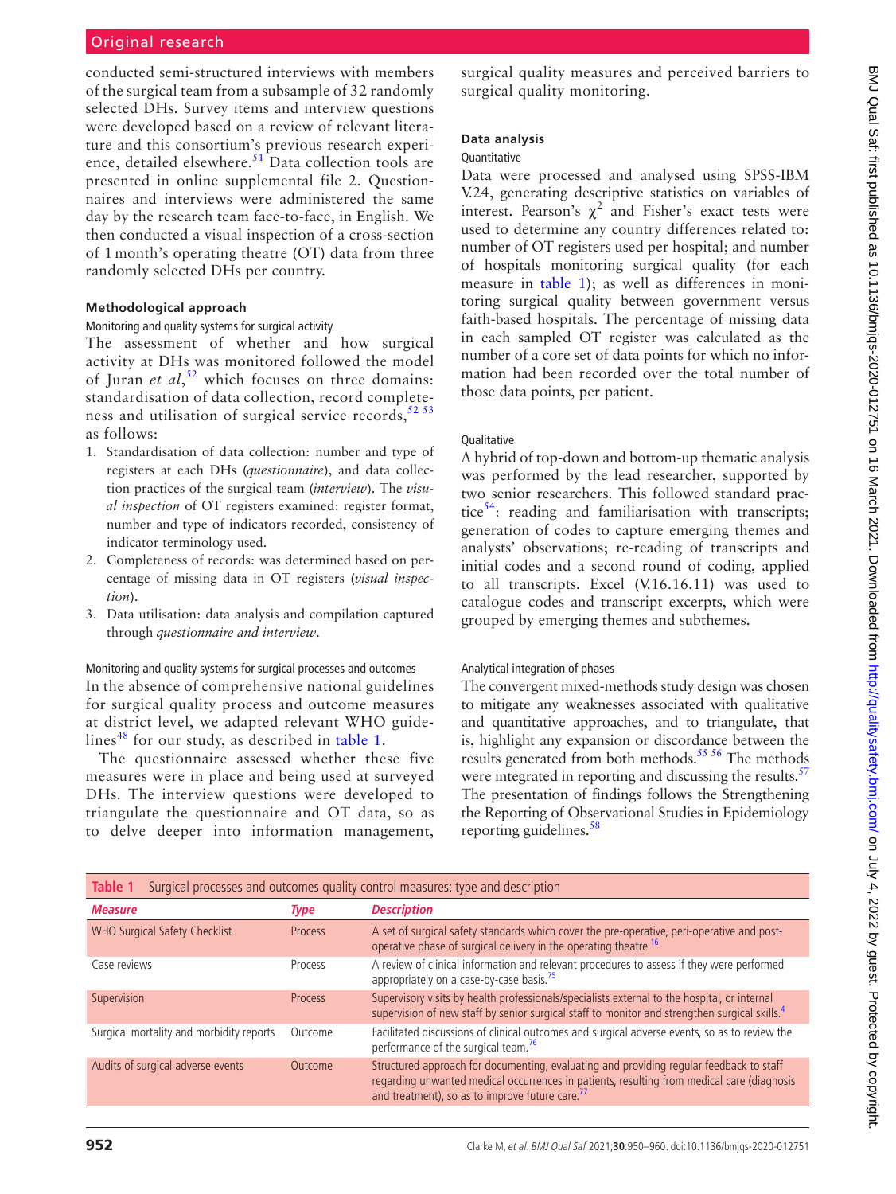conducted semi-structured interviews with members of the surgical team from a subsample of 32 randomly selected DHs. Survey items and interview questions were developed based on a review of relevant literature and this consortium's previous research experience, detailed elsewhere.[51] Data collection tools are presented in online supplemental file 2. Questionnaires and interviews were administered the same day by the research team face-to-face, in English. We then conducted a visual inspection of a cross-section of 1 month's operating theatre (OT) data from three randomly selected DHs per country.

### Methodological approach

#### Monitoring and quality systems for surgical activity

The assessment of whether and how surgical activity at DHs was monitored followed the model of Juran *et al*,[52] which focuses on three domains: standardisation of data collection, record completeness and utilisation of surgical service records,[52 53] as follows:

1. Standardisation of data collection: number and type of registers at each DHs (*questionnaire*), and data collection practices of the surgical team (*interview*). The *visual inspection* of OT registers examined: register format, number and type of indicators recorded, consistency of indicator terminology used.
2. Completeness of records: was determined based on percentage of missing data in OT registers (*visual inspection*).
3. Data utilisation: data analysis and compilation captured through *questionnaire and interview*.

#### Monitoring and quality systems for surgical processes and outcomes

In the absence of comprehensive national guidelines for surgical quality process and outcome measures at district level, we adapted relevant WHO guidelines[48] for our study, as described in table 1.

The questionnaire assessed whether these five measures were in place and being used at surveyed DHs. The interview questions were developed to triangulate the questionnaire and OT data, so as to delve deeper into information management, surgical quality measures and perceived barriers to surgical quality monitoring.

### Data analysis

#### Quantitative

Data were processed and analysed using SPSS-IBM V.24, generating descriptive statistics on variables of interest. Pearson's $\chi^2$ and Fisher's exact tests were used to determine any country differences related to: number of OT registers used per hospital; and number of hospitals monitoring surgical quality (for each measure in table 1); as well as differences in monitoring surgical quality between government versus faith-based hospitals. The percentage of missing data in each sampled OT register was calculated as the number of a core set of data points for which no information had been recorded over the total number of those data points, per patient.

#### Qualitative

A hybrid of top-down and bottom-up thematic analysis was performed by the lead researcher, supported by two senior researchers. This followed standard practice[54]: reading and familiarisation with transcripts; generation of codes to capture emerging themes and analysts' observations; re-reading of transcripts and initial codes and a second round of coding, applied to all transcripts. Excel (V.16.16.11) was used to catalogue codes and transcript excerpts, which were grouped by emerging themes and subthemes.

#### Analytical integration of phases

The convergent mixed-methods study design was chosen to mitigate any weaknesses associated with qualitative and quantitative approaches, and to triangulate, that is, highlight any expansion or discordance between the results generated from both methods.[55 56] The methods were integrated in reporting and discussing the results.[57] The presentation of findings follows the Strengthening the Reporting of Observational Studies in Epidemiology reporting guidelines.[58]

**Table 1** Surgical processes and outcomes quality control measures: type and description

| Measure | Type | Description |
|---|---|---|
| WHO Surgical Safety Checklist | Process | A set of surgical safety standards which cover the pre-operative, peri-operative and post-operative phase of surgical delivery in the operating theatre.[16] |
| Case reviews | Process | A review of clinical information and relevant procedures to assess if they were performed appropriately on a case-by-case basis.[75] |
| Supervision | Process | Supervisory visits by health professionals/specialists external to the hospital, or internal supervision of new staff by senior surgical staff to monitor and strengthen surgical skills.[4] |
| Surgical mortality and morbidity reports | Outcome | Facilitated discussions of clinical outcomes and surgical adverse events, so as to review the performance of the surgical team.[76] |
| Audits of surgical adverse events | Outcome | Structured approach for documenting, evaluating and providing regular feedback to staff regarding unwanted medical occurrences in patients, resulting from medical care (diagnosis and treatment), so as to improve future care.[77] |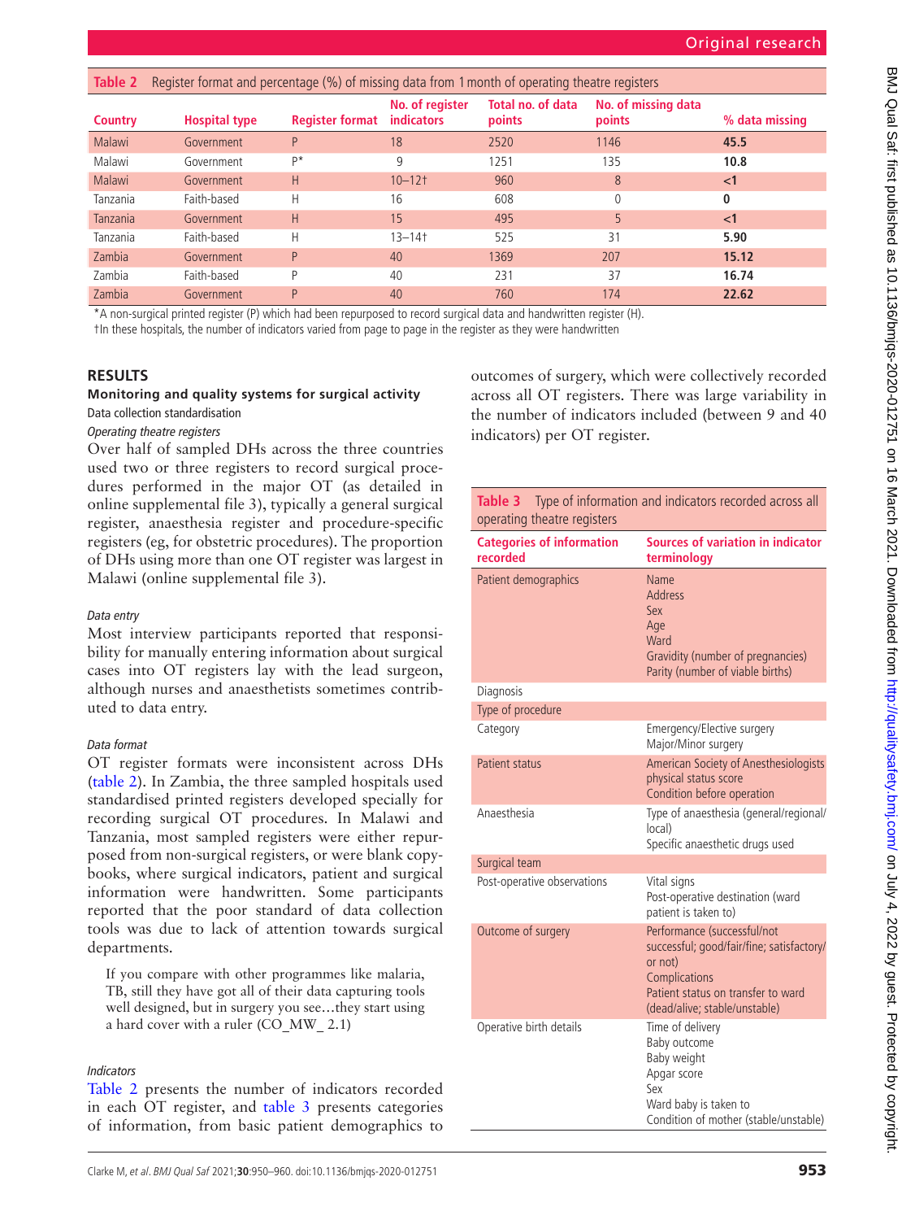**Table 2** Register format and percentage (%) of missing data from 1 month of operating theatre registers

| Country | Hospital type | Register format | No. of register indicators | Total no. of data points | No. of missing data points | % data missing |
|---|---|---|---|---|---|---|
| Malawi | Government | P | 18 | 2520 | 1146 | **45.5** |
| Malawi | Government | P* | 9 | 1251 | 135 | **10.8** |
| Malawi | Government | H | 10–12† | 960 | 8 | **<1** |
| Tanzania | Faith-based | H | 16 | 608 | 0 | **0** |
| Tanzania | Government | H | 15 | 495 | 5 | **<1** |
| Tanzania | Faith-based | H | 13–14† | 525 | 31 | **5.90** |
| Zambia | Government | P | 40 | 1369 | 207 | **15.12** |
| Zambia | Faith-based | P | 40 | 231 | 37 | **16.74** |
| Zambia | Government | P | 40 | 760 | 174 | **22.62** |

*A non-surgical printed register (P) which had been repurposed to record surgical data and handwritten register (H).
†In these hospitals, the number of indicators varied from page to page in the register as they were handwritten

## RESULTS

### Monitoring and quality systems for surgical activity

#### Data collection standardisation

*Operating theatre registers*

Over half of sampled DHs across the three countries used two or three registers to record surgical procedures performed in the major OT (as detailed in online supplemental file 3), typically a general surgical register, anaesthesia register and procedure-specific registers (eg, for obstetric procedures). The proportion of DHs using more than one OT register was largest in Malawi (online supplemental file 3).

*Data entry*

Most interview participants reported that responsibility for manually entering information about surgical cases into OT registers lay with the lead surgeon, although nurses and anaesthetists sometimes contributed to data entry.

*Data format*

OT register formats were inconsistent across DHs (table 2). In Zambia, the three sampled hospitals used standardised printed registers developed specially for recording surgical OT procedures. In Malawi and Tanzania, most sampled registers were either repurposed from non-surgical registers, or were blank copybooks, where surgical indicators, patient and surgical information were handwritten. Some participants reported that the poor standard of data collection tools was due to lack of attention towards surgical departments.

> If you compare with other programmes like malaria, TB, still they have got all of their data capturing tools well designed, but in surgery you see…they start using a hard cover with a ruler (CO_MW_ 2.1)

*Indicators*

Table 2 presents the number of indicators recorded in each OT register, and table 3 presents categories of information, from basic patient demographics to outcomes of surgery, which were collectively recorded across all OT registers. There was large variability in the number of indicators included (between 9 and 40 indicators) per OT register.

**Table 3** Type of information and indicators recorded across all operating theatre registers

| Categories of information recorded | Sources of variation in indicator terminology |
|---|---|
| Patient demographics | Name<br>Address<br>Sex<br>Age<br>Ward<br>Gravidity (number of pregnancies)<br>Parity (number of viable births) |
| Diagnosis | |
| Type of procedure | |
| Category | Emergency/Elective surgery<br>Major/Minor surgery |
| Patient status | American Society of Anesthesiologists physical status score<br>Condition before operation |
| Anaesthesia | Type of anaesthesia (general/regional/local)<br>Specific anaesthetic drugs used |
| Surgical team | |
| Post-operative observations | Vital signs<br>Post-operative destination (ward patient is taken to) |
| Outcome of surgery | Performance (successful/not successful; good/fair/fine; satisfactory/or not)<br>Complications<br>Patient status on transfer to ward (dead/alive; stable/unstable) |
| Operative birth details | Time of delivery<br>Baby outcome<br>Baby weight<br>Apgar score<br>Sex<br>Ward baby is taken to<br>Condition of mother (stable/unstable) |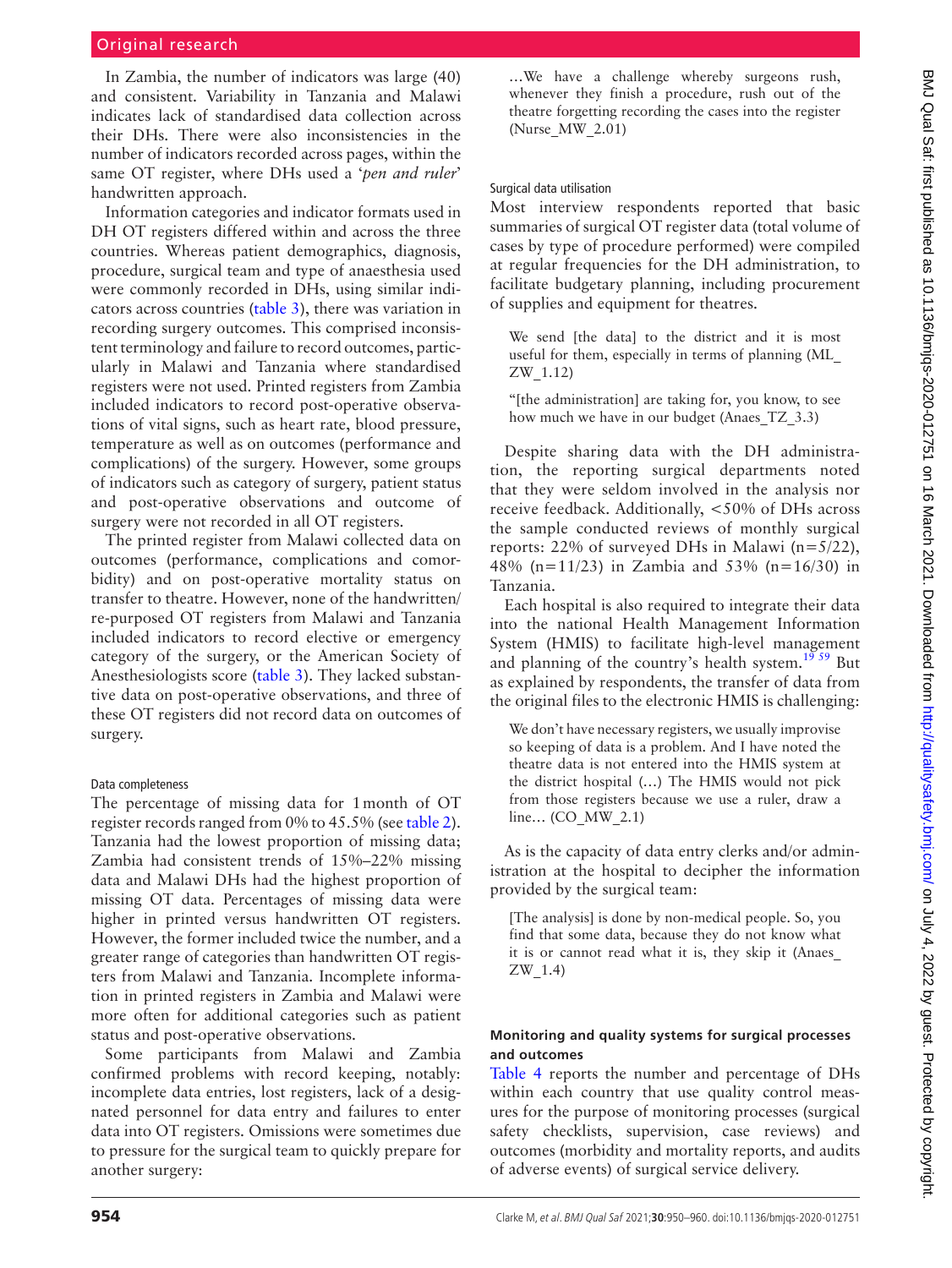In Zambia, the number of indicators was large (40) and consistent. Variability in Tanzania and Malawi indicates lack of standardised data collection across their DHs. There were also inconsistencies in the number of indicators recorded across pages, within the same OT register, where DHs used a '*pen and ruler*' handwritten approach.

Information categories and indicator formats used in DH OT registers differed within and across the three countries. Whereas patient demographics, diagnosis, procedure, surgical team and type of anaesthesia used were commonly recorded in DHs, using similar indicators across countries (table 3), there was variation in recording surgery outcomes. This comprised inconsistent terminology and failure to record outcomes, particularly in Malawi and Tanzania where standardised registers were not used. Printed registers from Zambia included indicators to record post-operative observations of vital signs, such as heart rate, blood pressure, temperature as well as on outcomes (performance and complications) of the surgery. However, some groups of indicators such as category of surgery, patient status and post-operative observations and outcome of surgery were not recorded in all OT registers.

The printed register from Malawi collected data on outcomes (performance, complications and comorbidity) and on post-operative mortality status on transfer to theatre. However, none of the handwritten/re-purposed OT registers from Malawi and Tanzania included indicators to record elective or emergency category of the surgery, or the American Society of Anesthesiologists score (table 3). They lacked substantive data on post-operative observations, and three of these OT registers did not record data on outcomes of surgery.

### Data completeness

The percentage of missing data for 1 month of OT register records ranged from 0% to 45.5% (see table 2). Tanzania had the lowest proportion of missing data; Zambia had consistent trends of 15%–22% missing data and Malawi DHs had the highest proportion of missing OT data. Percentages of missing data were higher in printed versus handwritten OT registers. However, the former included twice the number, and a greater range of categories than handwritten OT registers from Malawi and Tanzania. Incomplete information in printed registers in Zambia and Malawi were more often for additional categories such as patient status and post-operative observations.

Some participants from Malawi and Zambia confirmed problems with record keeping, notably: incomplete data entries, lost registers, lack of a designated personnel for data entry and failures to enter data into OT registers. Omissions were sometimes due to pressure for the surgical team to quickly prepare for another surgery:

> …We have a challenge whereby surgeons rush, whenever they finish a procedure, rush out of the theatre forgetting recording the cases into the register (Nurse_MW_2.01)

### Surgical data utilisation

Most interview respondents reported that basic summaries of surgical OT register data (total volume of cases by type of procedure performed) were compiled at regular frequencies for the DH administration, to facilitate budgetary planning, including procurement of supplies and equipment for theatres.

> We send [the data] to the district and it is most useful for them, especially in terms of planning (ML_ZW_1.12)

> "[the administration] are taking for, you know, to see how much we have in our budget (Anaes_TZ_3.3)

Despite sharing data with the DH administration, the reporting surgical departments noted that they were seldom involved in the analysis nor receive feedback. Additionally, <50% of DHs across the sample conducted reviews of monthly surgical reports: 22% of surveyed DHs in Malawi (n=5/22), 48% (n=11/23) in Zambia and 53% (n=16/30) in Tanzania.

Each hospital is also required to integrate their data into the national Health Management Information System (HMIS) to facilitate high-level management and planning of the country's health system.[19 59] But as explained by respondents, the transfer of data from the original files to the electronic HMIS is challenging:

> We don't have necessary registers, we usually improvise so keeping of data is a problem. And I have noted the theatre data is not entered into the HMIS system at the district hospital (…) The HMIS would not pick from those registers because we use a ruler, draw a line… (CO_MW_2.1)

As is the capacity of data entry clerks and/or administration at the hospital to decipher the information provided by the surgical team:

> [The analysis] is done by non-medical people. So, you find that some data, because they do not know what it is or cannot read what it is, they skip it (Anaes_ZW_1.4)

## Monitoring and quality systems for surgical processes and outcomes

Table 4 reports the number and percentage of DHs within each country that use quality control measures for the purpose of monitoring processes (surgical safety checklists, supervision, case reviews) and outcomes (morbidity and mortality reports, and audits of adverse events) of surgical service delivery.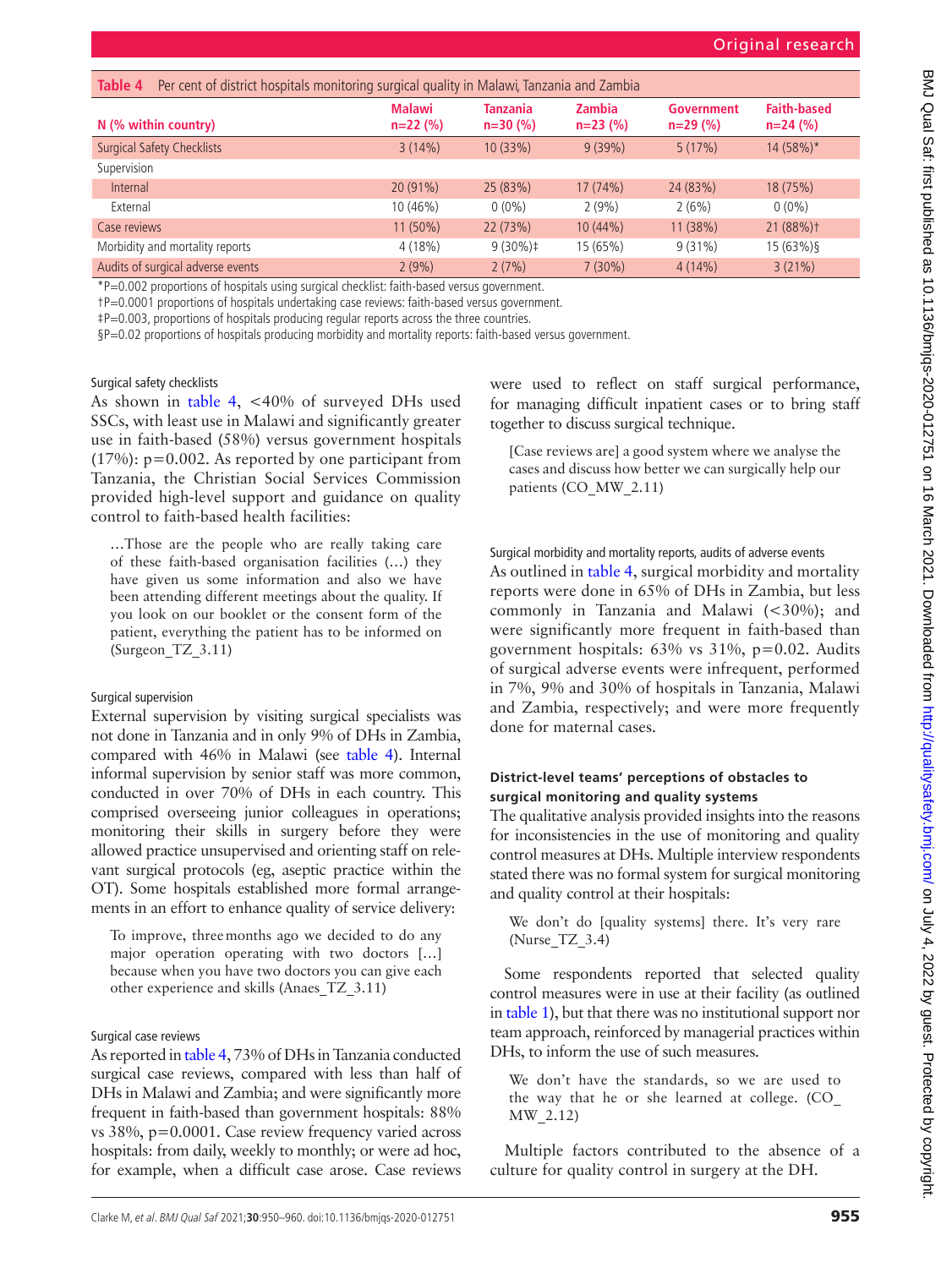**Table 4** Per cent of district hospitals monitoring surgical quality in Malawi, Tanzania and Zambia

| N (% within country) | Malawi n=22 (%) | Tanzania n=30 (%) | Zambia n=23 (%) | Government n=29 (%) | Faith-based n=24 (%) |
|---|---|---|---|---|---|
| Surgical Safety Checklists | 3 (14%) | 10 (33%) | 9 (39%) | 5 (17%) | 14 (58%)* |
| Supervision | | | | | |
| Internal | 20 (91%) | 25 (83%) | 17 (74%) | 24 (83%) | 18 (75%) |
| External | 10 (46%) | 0 (0%) | 2 (9%) | 2 (6%) | 0 (0%) |
| Case reviews | 11 (50%) | 22 (73%) | 10 (44%) | 11 (38%) | 21 (88%)† |
| Morbidity and mortality reports | 4 (18%) | 9 (30%)‡ | 15 (65%) | 9 (31%) | 15 (63%)§ |
| Audits of surgical adverse events | 2 (9%) | 2 (7%) | 7 (30%) | 4 (14%) | 3 (21%) |

*P=0.002 proportions of hospitals using surgical checklist: faith-based versus government.
†P=0.0001 proportions of hospitals undertaking case reviews: faith-based versus government.
‡P=0.003, proportions of hospitals producing regular reports across the three countries.
§P=0.02 proportions of hospitals producing morbidity and mortality reports: faith-based versus government.

#### Surgical safety checklists

As shown in table 4, <40% of surveyed DHs used SSCs, with least use in Malawi and significantly greater use in faith-based (58%) versus government hospitals (17%): p=0.002. As reported by one participant from Tanzania, the Christian Social Services Commission provided high-level support and guidance on quality control to faith-based health facilities:

> …Those are the people who are really taking care of these faith-based organisation facilities (…) they have given us some information and also we have been attending different meetings about the quality. If you look on our booklet or the consent form of the patient, everything the patient has to be informed on (Surgeon_TZ_3.11)

#### Surgical supervision

External supervision by visiting surgical specialists was not done in Tanzania and in only 9% of DHs in Zambia, compared with 46% in Malawi (see table 4). Internal informal supervision by senior staff was more common, conducted in over 70% of DHs in each country. This comprised overseeing junior colleagues in operations; monitoring their skills in surgery before they were allowed practice unsupervised and orienting staff on relevant surgical protocols (eg, aseptic practice within the OT). Some hospitals established more formal arrangements in an effort to enhance quality of service delivery:

> To improve, three months ago we decided to do any major operation operating with two doctors […] because when you have two doctors you can give each other experience and skills (Anaes_TZ_3.11)

#### Surgical case reviews

As reported in table 4, 73% of DHs in Tanzania conducted surgical case reviews, compared with less than half of DHs in Malawi and Zambia; and were significantly more frequent in faith-based than government hospitals: 88% vs 38%, p=0.0001. Case review frequency varied across hospitals: from daily, weekly to monthly; or were ad hoc, for example, when a difficult case arose. Case reviews were used to reflect on staff surgical performance, for managing difficult inpatient cases or to bring staff together to discuss surgical technique.

> [Case reviews are] a good system where we analyse the cases and discuss how better we can surgically help our patients (CO_MW_2.11)

#### Surgical morbidity and mortality reports, audits of adverse events

As outlined in table 4, surgical morbidity and mortality reports were done in 65% of DHs in Zambia, but less commonly in Tanzania and Malawi (<30%); and were significantly more frequent in faith-based than government hospitals: 63% vs 31%, p=0.02. Audits of surgical adverse events were infrequent, performed in 7%, 9% and 30% of hospitals in Tanzania, Malawi and Zambia, respectively; and were more frequently done for maternal cases.

### District-level teams' perceptions of obstacles to surgical monitoring and quality systems

The qualitative analysis provided insights into the reasons for inconsistencies in the use of monitoring and quality control measures at DHs. Multiple interview respondents stated there was no formal system for surgical monitoring and quality control at their hospitals:

> We don't do [quality systems] there. It's very rare (Nurse_TZ_3.4)

Some respondents reported that selected quality control measures were in use at their facility (as outlined in table 1), but that there was no institutional support nor team approach, reinforced by managerial practices within DHs, to inform the use of such measures.

> We don't have the standards, so we are used to the way that he or she learned at college. (CO_MW_2.12)

Multiple factors contributed to the absence of a culture for quality control in surgery at the DH.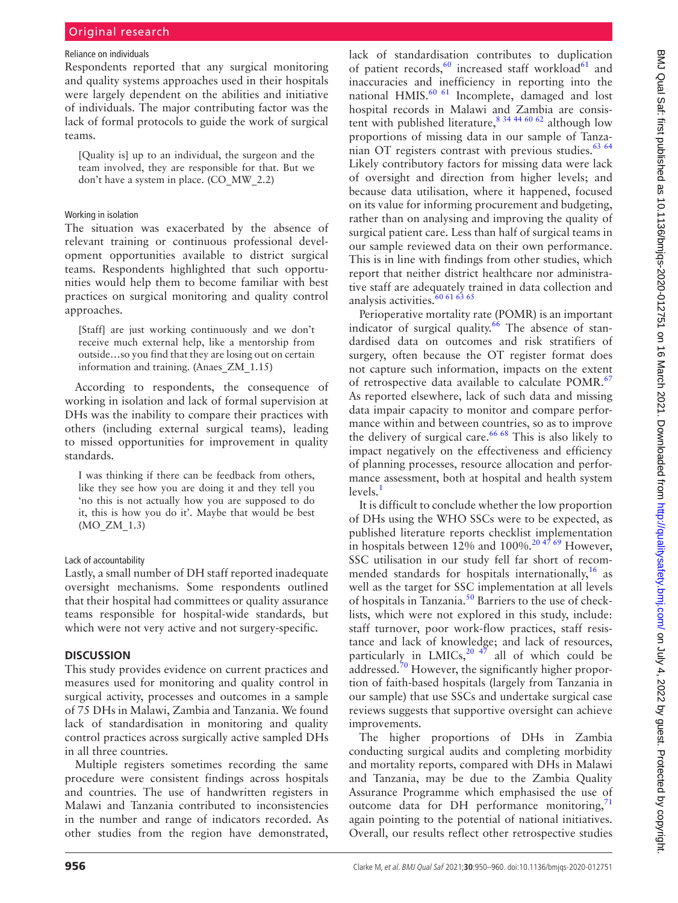#### Reliance on individuals

Respondents reported that any surgical monitoring and quality systems approaches used in their hospitals were largely dependent on the abilities and initiative of individuals. The major contributing factor was the lack of formal protocols to guide the work of surgical teams.

> [Quality is] up to an individual, the surgeon and the team involved, they are responsible for that. But we don't have a system in place. (CO_MW_2.2)

#### Working in isolation

The situation was exacerbated by the absence of relevant training or continuous professional development opportunities available to district surgical teams. Respondents highlighted that such opportunities would help them to become familiar with best practices on surgical monitoring and quality control approaches.

> [Staff] are just working continuously and we don't receive much external help, like a mentorship from outside…so you find that they are losing out on certain information and training. (Anaes_ZM_1.15)

According to respondents, the consequence of working in isolation and lack of formal supervision at DHs was the inability to compare their practices with others (including external surgical teams), leading to missed opportunities for improvement in quality standards.

> I was thinking if there can be feedback from others, like they see how you are doing it and they tell you 'no this is not actually how you are supposed to do it, this is how you do it'. Maybe that would be best (MO_ZM_1.3)

#### Lack of accountability

Lastly, a small number of DH staff reported inadequate oversight mechanisms. Some respondents outlined that their hospital had committees or quality assurance teams responsible for hospital-wide standards, but which were not very active and not surgery-specific.

## DISCUSSION

This study provides evidence on current practices and measures used for monitoring and quality control in surgical activity, processes and outcomes in a sample of 75 DHs in Malawi, Zambia and Tanzania. We found lack of standardisation in monitoring and quality control practices across surgically active sampled DHs in all three countries.

Multiple registers sometimes recording the same procedure were consistent findings across hospitals and countries. The use of handwritten registers in Malawi and Tanzania contributed to inconsistencies in the number and range of indicators recorded. As other studies from the region have demonstrated, lack of standardisation contributes to duplication of patient records,[60] increased staff workload[61] and inaccuracies and inefficiency in reporting into the national HMIS.[60 61] Incomplete, damaged and lost hospital records in Malawi and Zambia are consistent with published literature,[8 34 44 60 62] although low proportions of missing data in our sample of Tanzanian OT registers contrast with previous studies.[63 64] Likely contributory factors for missing data were lack of oversight and direction from higher levels; and because data utilisation, where it happened, focused on its value for informing procurement and budgeting, rather than on analysing and improving the quality of surgical patient care. Less than half of surgical teams in our sample reviewed data on their own performance. This is in line with findings from other studies, which report that neither district healthcare nor administrative staff are adequately trained in data collection and analysis activities.[60 61 63 65]

Perioperative mortality rate (POMR) is an important indicator of surgical quality.[66] The absence of standardised data on outcomes and risk stratifiers of surgery, often because the OT register format does not capture such information, impacts on the extent of retrospective data available to calculate POMR.[67] As reported elsewhere, lack of such data and missing data impair capacity to monitor and compare performance within and between countries, so as to improve the delivery of surgical care.[66 68] This is also likely to impact negatively on the effectiveness and efficiency of planning processes, resource allocation and performance assessment, both at hospital and health system levels.[1]

It is difficult to conclude whether the low proportion of DHs using the WHO SSCs were to be expected, as published literature reports checklist implementation in hospitals between 12% and 100%.[20 47 69] However, SSC utilisation in our study fell far short of recommended standards for hospitals internationally,[16] as well as the target for SSC implementation at all levels of hospitals in Tanzania.[50] Barriers to the use of checklists, which were not explored in this study, include: staff turnover, poor work-flow practices, staff resistance and lack of knowledge; and lack of resources, particularly in LMICs,[20 47] all of which could be addressed.[70] However, the significantly higher proportion of faith-based hospitals (largely from Tanzania in our sample) that use SSCs and undertake surgical case reviews suggests that supportive oversight can achieve improvements.

The higher proportions of DHs in Zambia conducting surgical audits and completing morbidity and mortality reports, compared with DHs in Malawi and Tanzania, may be due to the Zambia Quality Assurance Programme which emphasised the use of outcome data for DH performance monitoring,[71] again pointing to the potential of national initiatives. Overall, our results reflect other retrospective studies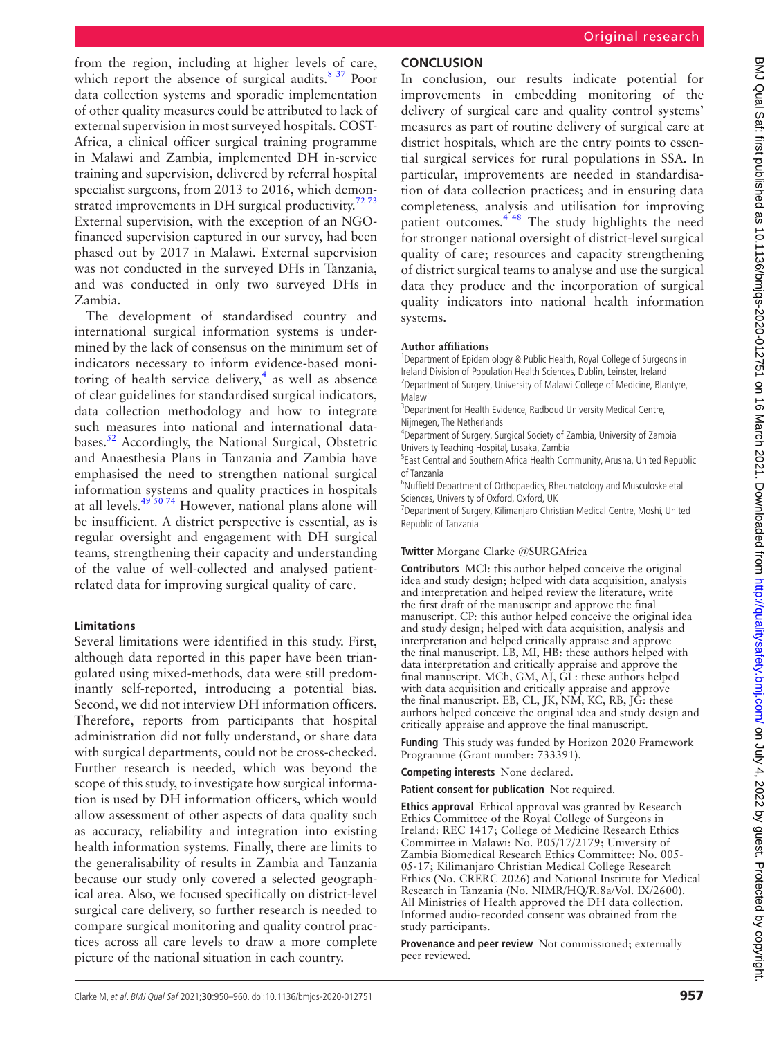from the region, including at higher levels of care, which report the absence of surgical audits.[8 37] Poor data collection systems and sporadic implementation of other quality measures could be attributed to lack of external supervision in most surveyed hospitals. COST-Africa, a clinical officer surgical training programme in Malawi and Zambia, implemented DH in-service training and supervision, delivered by referral hospital specialist surgeons, from 2013 to 2016, which demonstrated improvements in DH surgical productivity.[72 73] External supervision, with the exception of an NGO-financed supervision captured in our survey, had been phased out by 2017 in Malawi. External supervision was not conducted in the surveyed DHs in Tanzania, and was conducted in only two surveyed DHs in Zambia.

The development of standardised country and international surgical information systems is undermined by the lack of consensus on the minimum set of indicators necessary to inform evidence-based monitoring of health service delivery,[4] as well as absence of clear guidelines for standardised surgical indicators, data collection methodology and how to integrate such measures into national and international databases.[52] Accordingly, the National Surgical, Obstetric and Anaesthesia Plans in Tanzania and Zambia have emphasised the need to strengthen national surgical information systems and quality practices in hospitals at all levels.[49 50 74] However, national plans alone will be insufficient. A district perspective is essential, as is regular oversight and engagement with DH surgical teams, strengthening their capacity and understanding of the value of well-collected and analysed patient-related data for improving surgical quality of care.

### Limitations

Several limitations were identified in this study. First, although data reported in this paper have been triangulated using mixed-methods, data were still predominantly self-reported, introducing a potential bias. Second, we did not interview DH information officers. Therefore, reports from participants that hospital administration did not fully understand, or share data with surgical departments, could not be cross-checked. Further research is needed, which was beyond the scope of this study, to investigate how surgical information is used by DH information officers, which would allow assessment of other aspects of data quality such as accuracy, reliability and integration into existing health information systems. Finally, there are limits to the generalisability of results in Zambia and Tanzania because our study only covered a selected geographical area. Also, we focused specifically on district-level surgical care delivery, so further research is needed to compare surgical monitoring and quality control practices across all care levels to draw a more complete picture of the national situation in each country.

## CONCLUSION

In conclusion, our results indicate potential for improvements in embedding monitoring of the delivery of surgical care and quality control systems' measures as part of routine delivery of surgical care at district hospitals, which are the entry points to essential surgical services for rural populations in SSA. In particular, improvements are needed in standardisation of data collection practices; and in ensuring data completeness, analysis and utilisation for improving patient outcomes.[4 48] The study highlights the need for stronger national oversight of district-level surgical quality of care; resources and capacity strengthening of district surgical teams to analyse and use the surgical data they produce and the incorporation of surgical quality indicators into national health information systems.

**Author affiliations**
[1]Department of Epidemiology & Public Health, Royal College of Surgeons in Ireland Division of Population Health Sciences, Dublin, Leinster, Ireland
[2]Department of Surgery, University of Malawi College of Medicine, Blantyre, Malawi
[3]Department for Health Evidence, Radboud University Medical Centre, Nijmegen, The Netherlands
[4]Department of Surgery, Surgical Society of Zambia, University of Zambia University Teaching Hospital, Lusaka, Zambia
[5]East Central and Southern Africa Health Community, Arusha, United Republic of Tanzania
[6]Nuffield Department of Orthopaedics, Rheumatology and Musculoskeletal Sciences, University of Oxford, Oxford, UK
[7]Department of Surgery, Kilimanjaro Christian Medical Centre, Moshi, United Republic of Tanzania

**Twitter** Morgane Clarke @SURGAfrica

**Contributors** MCl: this author helped conceive the original idea and study design; helped with data acquisition, analysis and interpretation and helped review the literature, write the first draft of the manuscript and approve the final manuscript. CP: this author helped conceive the original idea and study design; helped with data acquisition, analysis and interpretation and helped critically appraise and approve the final manuscript. LB, MI, HB: these authors helped with data interpretation and critically appraise and approve the final manuscript. MCh, GM, AJ, GL: these authors helped with data acquisition and critically appraise and approve the final manuscript. EB, CL, JK, NM, KC, RB, JG: these authors helped conceive the original idea and study design and critically appraise and approve the final manuscript.

**Funding** This study was funded by Horizon 2020 Framework Programme (Grant number: 733391).

**Competing interests** None declared.

**Patient consent for publication** Not required.

**Ethics approval** Ethical approval was granted by Research Ethics Committee of the Royal College of Surgeons in Ireland: REC 1417; College of Medicine Research Ethics Committee in Malawi: No. P.05/17/2179; University of Zambia Biomedical Research Ethics Committee: No. 005-05-17; Kilimanjaro Christian Medical College Research Ethics (No. CRERC 2026) and National Institute for Medical Research in Tanzania (No. NIMR/HQ/R.8a/Vol. IX/2600). All Ministries of Health approved the DH data collection. Informed audio-recorded consent was obtained from the study participants.

**Provenance and peer review** Not commissioned; externally peer reviewed.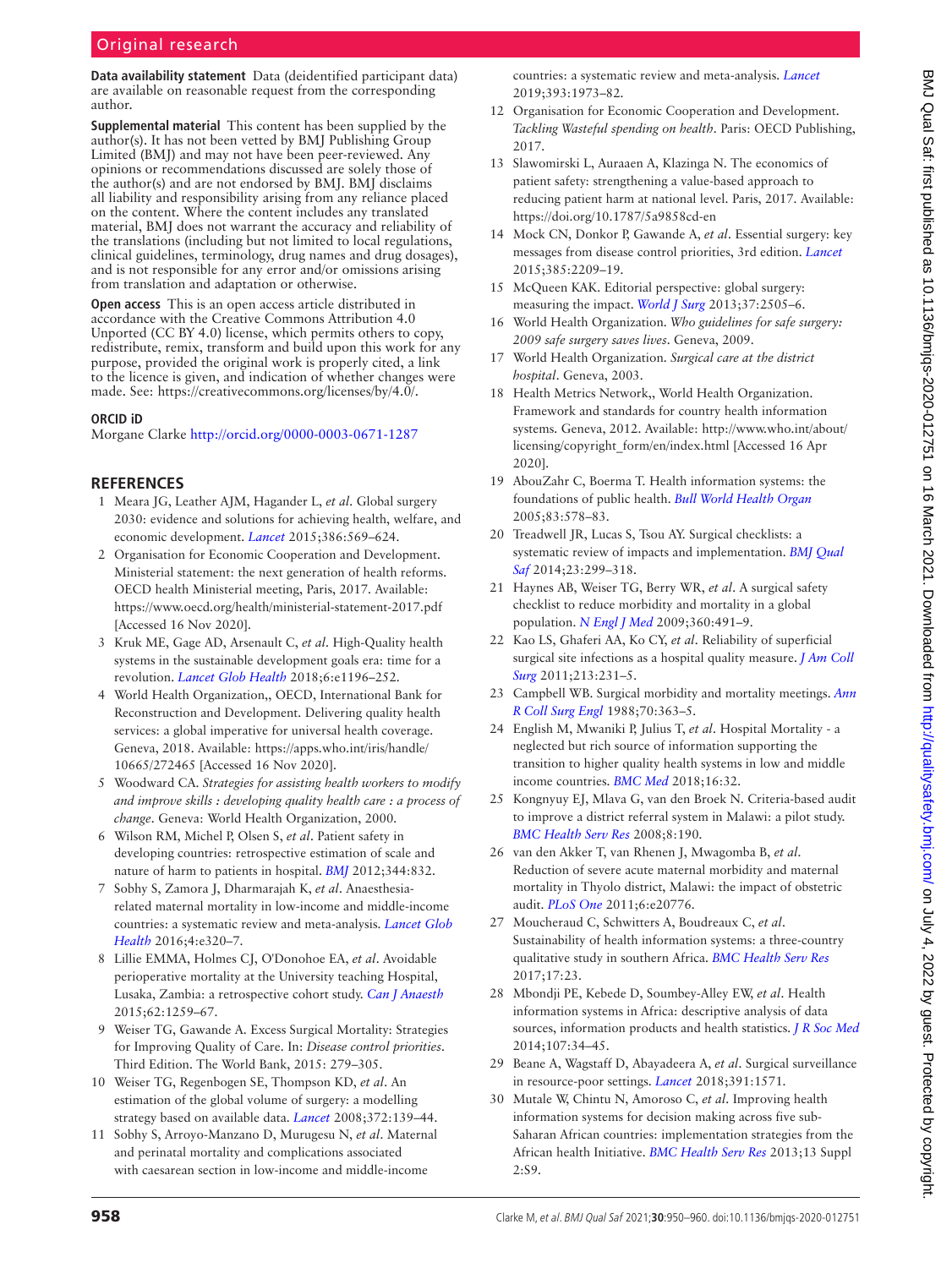**Data availability statement** Data (deidentified participant data) are available on reasonable request from the corresponding author.

**Supplemental material** This content has been supplied by the author(s). It has not been vetted by BMJ Publishing Group Limited (BMJ) and may not have been peer-reviewed. Any opinions or recommendations discussed are solely those of the author(s) and are not endorsed by BMJ. BMJ disclaims all liability and responsibility arising from any reliance placed on the content. Where the content includes any translated material, BMJ does not warrant the accuracy and reliability of the translations (including but not limited to local regulations, clinical guidelines, terminology, drug names and drug dosages), and is not responsible for any error and/or omissions arising from translation and adaptation or otherwise.

**Open access** This is an open access article distributed in accordance with the Creative Commons Attribution 4.0 Unported (CC BY 4.0) license, which permits others to copy, redistribute, remix, transform and build upon this work for any purpose, provided the original work is properly cited, a link to the licence is given, and indication of whether changes were made. See: https://creativecommons.org/licenses/by/4.0/.

**ORCID iD**

Morgane Clarke http://orcid.org/0000-0003-0671-1287

## REFERENCES

1. Meara JG, Leather AJM, Hagander L, *et al*. Global surgery 2030: evidence and solutions for achieving health, welfare, and economic development. *Lancet* 2015;386:569–624.
2. Organisation for Economic Cooperation and Development. Ministerial statement: the next generation of health reforms. OECD health Ministerial meeting, Paris, 2017. Available: https://www.oecd.org/health/ministerial-statement-2017.pdf [Accessed 16 Nov 2020].
3. Kruk ME, Gage AD, Arsenault C, *et al*. High-Quality health systems in the sustainable development goals era: time for a revolution. *Lancet Glob Health* 2018;6:e1196–252.
4. World Health Organization,, OECD, International Bank for Reconstruction and Development. Delivering quality health services: a global imperative for universal health coverage. Geneva, 2018. Available: https://apps.who.int/iris/handle/10665/272465 [Accessed 16 Nov 2020].
5. Woodward CA. *Strategies for assisting health workers to modify and improve skills : developing quality health care : a process of change*. Geneva: World Health Organization, 2000.
6. Wilson RM, Michel P, Olsen S, *et al*. Patient safety in developing countries: retrospective estimation of scale and nature of harm to patients in hospital. *BMJ* 2012;344:832.
7. Sobhy S, Zamora J, Dharmarajah K, *et al*. Anaesthesia-related maternal mortality in low-income and middle-income countries: a systematic review and meta-analysis. *Lancet Glob Health* 2016;4:e320–7.
8. Lillie EMMA, Holmes CJ, O'Donohoe EA, *et al*. Avoidable perioperative mortality at the University teaching Hospital, Lusaka, Zambia: a retrospective cohort study. *Can J Anaesth* 2015;62:1259–67.
9. Weiser TG, Gawande A. Excess Surgical Mortality: Strategies for Improving Quality of Care. In: *Disease control priorities*. Third Edition. The World Bank, 2015: 279–305.
10. Weiser TG, Regenbogen SE, Thompson KD, *et al*. An estimation of the global volume of surgery: a modelling strategy based on available data. *Lancet* 2008;372:139–44.
11. Sobhy S, Arroyo-Manzano D, Murugesu N, *et al*. Maternal and perinatal mortality and complications associated with caesarean section in low-income and middle-income countries: a systematic review and meta-analysis. *Lancet* 2019;393:1973–82.
12. Organisation for Economic Cooperation and Development. *Tackling Wasteful spending on health*. Paris: OECD Publishing, 2017.
13. Slawomirski L, Auraaen A, Klazinga N. The economics of patient safety: strengthening a value-based approach to reducing patient harm at national level. Paris, 2017. Available: https://doi.org/10.1787/5a9858cd-en
14. Mock CN, Donkor P, Gawande A, *et al*. Essential surgery: key messages from disease control priorities, 3rd edition. *Lancet* 2015;385:2209–19.
15. McQueen KAK. Editorial perspective: global surgery: measuring the impact. *World J Surg* 2013;37:2505–6.
16. World Health Organization. *Who guidelines for safe surgery: 2009 safe surgery saves lives*. Geneva, 2009.
17. World Health Organization. *Surgical care at the district hospital*. Geneva, 2003.
18. Health Metrics Network,, World Health Organization. Framework and standards for country health information systems. Geneva, 2012. Available: http://www.who.int/about/licensing/copyright_form/en/index.html [Accessed 16 Apr 2020].
19. AbouZahr C, Boerma T. Health information systems: the foundations of public health. *Bull World Health Organ* 2005;83:578–83.
20. Treadwell JR, Lucas S, Tsou AY. Surgical checklists: a systematic review of impacts and implementation. *BMJ Qual Saf* 2014;23:299–318.
21. Haynes AB, Weiser TG, Berry WR, *et al*. A surgical safety checklist to reduce morbidity and mortality in a global population. *N Engl J Med* 2009;360:491–9.
22. Kao LS, Ghaferi AA, Ko CY, *et al*. Reliability of superficial surgical site infections as a hospital quality measure. *J Am Coll Surg* 2011;213:231–5.
23. Campbell WB. Surgical morbidity and mortality meetings. *Ann R Coll Surg Engl* 1988;70:363–5.
24. English M, Mwaniki P, Julius T, *et al*. Hospital Mortality - a neglected but rich source of information supporting the transition to higher quality health systems in low and middle income countries. *BMC Med* 2018;16:32.
25. Kongnyuy EJ, Mlava G, van den Broek N. Criteria-based audit to improve a district referral system in Malawi: a pilot study. *BMC Health Serv Res* 2008;8:190.
26. van den Akker T, van Rhenen J, Mwagomba B, *et al*. Reduction of severe acute maternal morbidity and maternal mortality in Thyolo district, Malawi: the impact of obstetric audit. *PLoS One* 2011;6:e20776.
27. Moucheraud C, Schwitters A, Boudreaux C, *et al*. Sustainability of health information systems: a three-country qualitative study in southern Africa. *BMC Health Serv Res* 2017;17:23.
28. Mbondji PE, Kebede D, Soumbey-Alley EW, *et al*. Health information systems in Africa: descriptive analysis of data sources, information products and health statistics. *J R Soc Med* 2014;107:34–45.
29. Beane A, Wagstaff D, Abayadeera A, *et al*. Surgical surveillance in resource-poor settings. *Lancet* 2018;391:1571.
30. Mutale W, Chintu N, Amoroso C, *et al*. Improving health information systems for decision making across five sub-Saharan African countries: implementation strategies from the African health Initiative. *BMC Health Serv Res* 2013;13 Suppl 2:S9.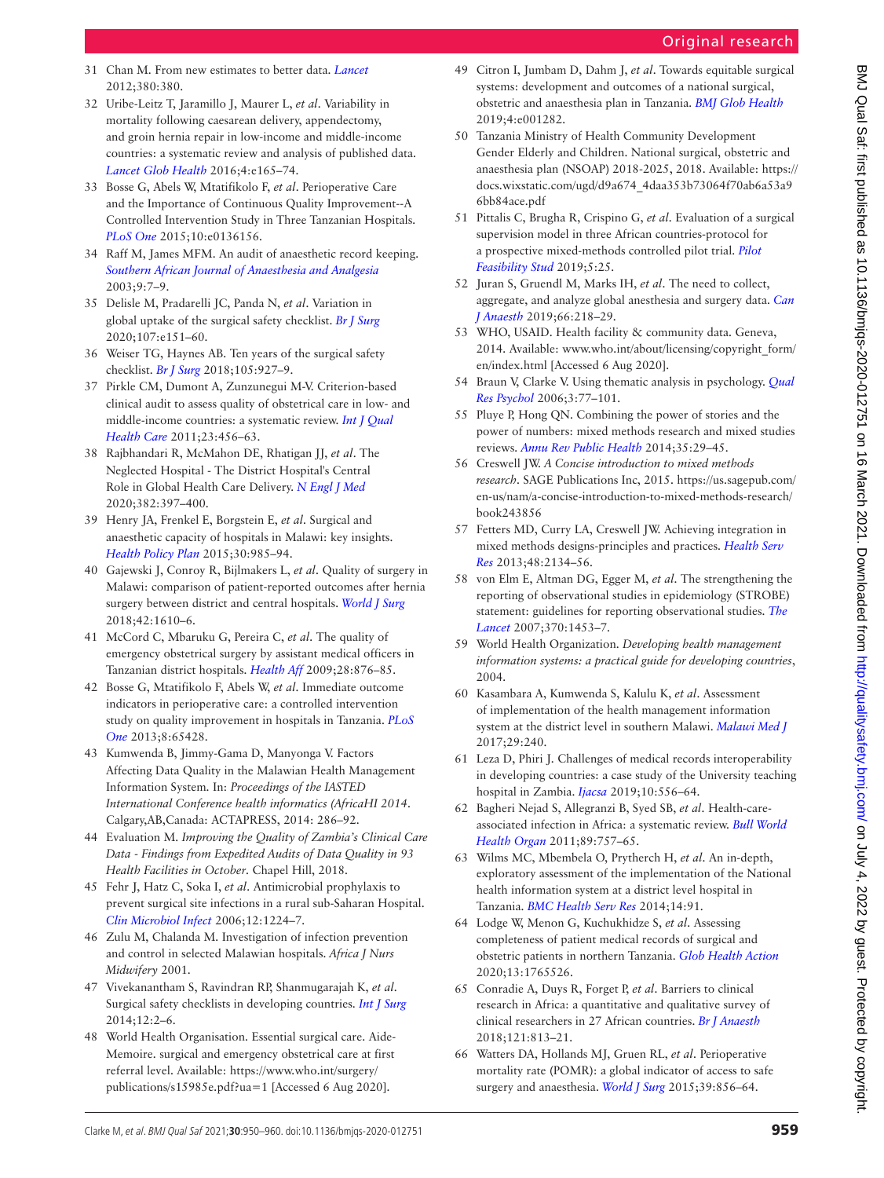31 Chan M. From new estimates to better data. *Lancet* 2012;380:380.

32 Uribe-Leitz T, Jaramillo J, Maurer L, *et al*. Variability in mortality following caesarean delivery, appendectomy, and groin hernia repair in low-income and middle-income countries: a systematic review and analysis of published data. *Lancet Glob Health* 2016;4:e165–74.

33 Bosse G, Abels W, Mtatifikolo F, *et al*. Perioperative Care and the Importance of Continuous Quality Improvement--A Controlled Intervention Study in Three Tanzanian Hospitals. *PLoS One* 2015;10:e0136156.

34 Raff M, James MFM. An audit of anaesthetic record keeping. *Southern African Journal of Anaesthesia and Analgesia* 2003;9:7–9.

35 Delisle M, Pradarelli JC, Panda N, *et al*. Variation in global uptake of the surgical safety checklist. *Br J Surg* 2020;107:e151–60.

36 Weiser TG, Haynes AB. Ten years of the surgical safety checklist. *Br J Surg* 2018;105:927–9.

37 Pirkle CM, Dumont A, Zunzunegui M-V. Criterion-based clinical audit to assess quality of obstetrical care in low- and middle-income countries: a systematic review. *Int J Qual Health Care* 2011;23:456–63.

38 Rajbhandari R, McMahon DE, Rhatigan JJ, *et al*. The Neglected Hospital - The District Hospital's Central Role in Global Health Care Delivery. *N Engl J Med* 2020;382:397–400.

39 Henry JA, Frenkel E, Borgstein E, *et al*. Surgical and anaesthetic capacity of hospitals in Malawi: key insights. *Health Policy Plan* 2015;30:985–94.

40 Gajewski J, Conroy R, Bijlmakers L, *et al*. Quality of surgery in Malawi: comparison of patient-reported outcomes after hernia surgery between district and central hospitals. *World J Surg* 2018;42:1610–6.

41 McCord C, Mbaruku G, Pereira C, *et al*. The quality of emergency obstetrical surgery by assistant medical officers in Tanzanian district hospitals. *Health Aff* 2009;28:876–85.

42 Bosse G, Mtatifikolo F, Abels W, *et al*. Immediate outcome indicators in perioperative care: a controlled intervention study on quality improvement in hospitals in Tanzania. *PLoS One* 2013;8:65428.

43 Kumwenda B, Jimmy-Gama D, Manyonga V. Factors Affecting Data Quality in the Malawian Health Management Information System. In: *Proceedings of the IASTED International Conference health informatics (AfricaHI 2014*. Calgary,AB,Canada: ACTAPRESS, 2014: 286–92.

44 Evaluation M. *Improving the Quality of Zambia's Clinical Care Data - Findings from Expedited Audits of Data Quality in 93 Health Facilities in October*. Chapel Hill, 2018.

45 Fehr J, Hatz C, Soka I, *et al*. Antimicrobial prophylaxis to prevent surgical site infections in a rural sub-Saharan Hospital. *Clin Microbiol Infect* 2006;12:1224–7.

46 Zulu M, Chalanda M. Investigation of infection prevention and control in selected Malawian hospitals. *Africa J Nurs Midwifery* 2001.

47 Vivekanantham S, Ravindran RP, Shanmugarajah K, *et al*. Surgical safety checklists in developing countries. *Int J Surg* 2014;12:2–6.

48 World Health Organisation. Essential surgical care. Aide-Memoire. surgical and emergency obstetrical care at first referral level. Available: https://www.who.int/surgery/publications/s15985e.pdf?ua=1 [Accessed 6 Aug 2020].

49 Citron I, Jumbam D, Dahm J, *et al*. Towards equitable surgical systems: development and outcomes of a national surgical, obstetric and anaesthesia plan in Tanzania. *BMJ Glob Health* 2019;4:e001282.

50 Tanzania Ministry of Health Community Development Gender Elderly and Children. National surgical, obstetric and anaesthesia plan (NSOAP) 2018-2025, 2018. Available: https://docs.wixstatic.com/ugd/d9a674_4daa353b73064f70ab6a53a96bb84ace.pdf

51 Pittalis C, Brugha R, Crispino G, *et al*. Evaluation of a surgical supervision model in three African countries-protocol for a prospective mixed-methods controlled pilot trial. *Pilot Feasibility Stud* 2019;5:25.

52 Juran S, Gruendl M, Marks IH, *et al*. The need to collect, aggregate, and analyze global anesthesia and surgery data. *Can J Anaesth* 2019;66:218–29.

53 WHO, USAID. Health facility & community data. Geneva, 2014. Available: www.who.int/about/licensing/copyright_form/en/index.html [Accessed 6 Aug 2020].

54 Braun V, Clarke V. Using thematic analysis in psychology. *Qual Res Psychol* 2006;3:77–101.

55 Pluye P, Hong QN. Combining the power of stories and the power of numbers: mixed methods research and mixed studies reviews. *Annu Rev Public Health* 2014;35:29–45.

56 Creswell JW. *A Concise introduction to mixed methods research*. SAGE Publications Inc, 2015. https://us.sagepub.com/en-us/nam/a-concise-introduction-to-mixed-methods-research/book243856

57 Fetters MD, Curry LA, Creswell JW. Achieving integration in mixed methods designs-principles and practices. *Health Serv Res* 2013;48:2134–56.

58 von Elm E, Altman DG, Egger M, *et al*. The strengthening the reporting of observational studies in epidemiology (STROBE) statement: guidelines for reporting observational studies. *The Lancet* 2007;370:1453–7.

59 World Health Organization. *Developing health management information systems: a practical guide for developing countries*, 2004.

60 Kasambara A, Kumwenda S, Kalulu K, *et al*. Assessment of implementation of the health management information system at the district level in southern Malawi. *Malawi Med J* 2017;29:240.

61 Leza D, Phiri J. Challenges of medical records interoperability in developing countries: a case study of the University teaching hospital in Zambia. *Ijacsa* 2019;10:556–64.

62 Bagheri Nejad S, Allegranzi B, Syed SB, *et al*. Health-care-associated infection in Africa: a systematic review. *Bull World Health Organ* 2011;89:757–65.

63 Wilms MC, Mbembela O, Prytherch H, *et al*. An in-depth, exploratory assessment of the implementation of the National health information system at a district level hospital in Tanzania. *BMC Health Serv Res* 2014;14:91.

64 Lodge W, Menon G, Kuchukhidze S, *et al*. Assessing completeness of patient medical records of surgical and obstetric patients in northern Tanzania. *Glob Health Action* 2020;13:1765526.

65 Conradie A, Duys R, Forget P, *et al*. Barriers to clinical research in Africa: a quantitative and qualitative survey of clinical researchers in 27 African countries. *Br J Anaesth* 2018;121:813–21.

66 Watters DA, Hollands MJ, Gruen RL, *et al*. Perioperative mortality rate (POMR): a global indicator of access to safe surgery and anaesthesia. *World J Surg* 2015;39:856–64.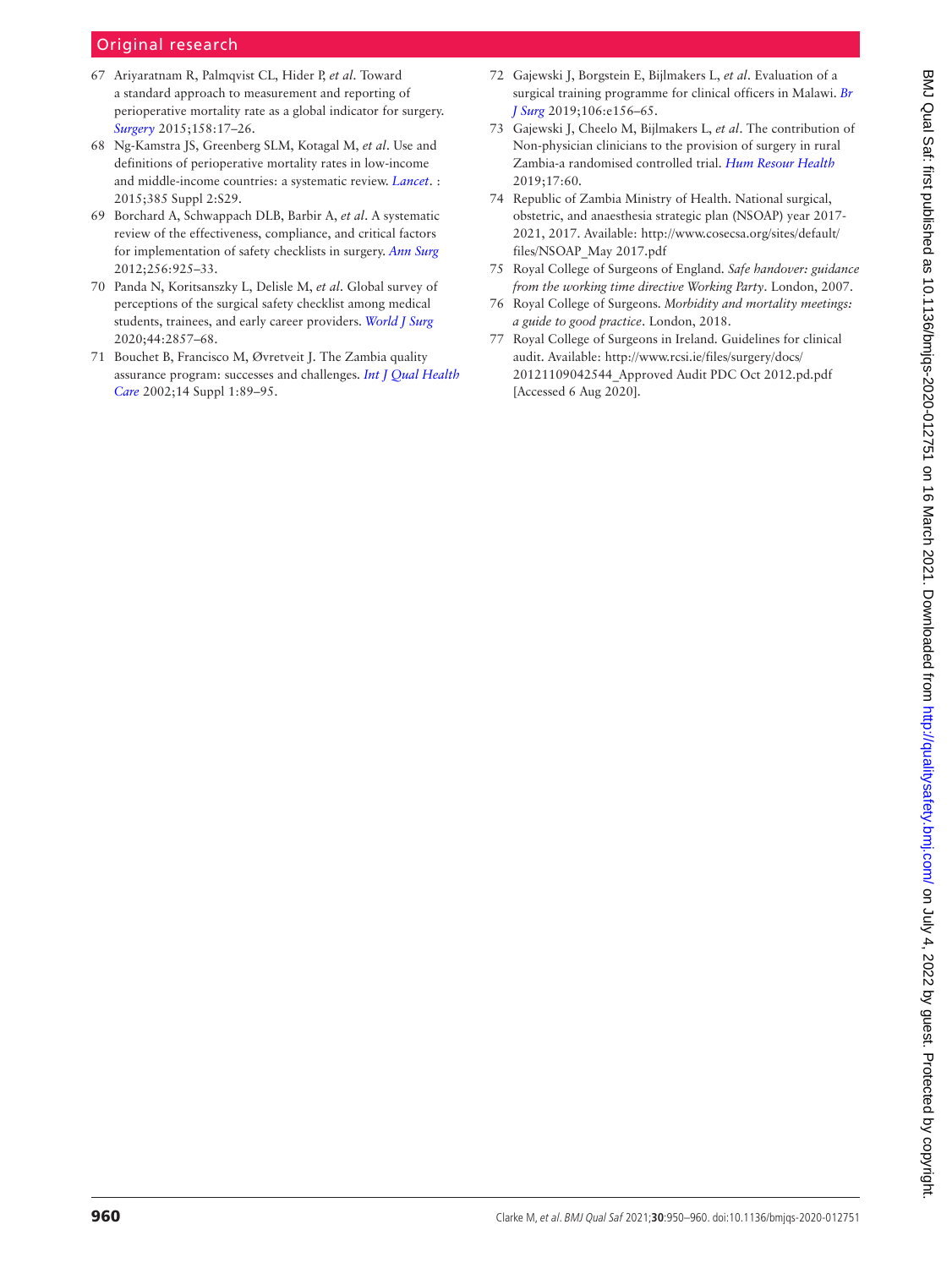67 Ariyaratnam R, Palmqvist CL, Hider P, *et al*. Toward a standard approach to measurement and reporting of perioperative mortality rate as a global indicator for surgery. *Surgery* 2015;158:17–26.

68 Ng-Kamstra JS, Greenberg SLM, Kotagal M, *et al*. Use and definitions of perioperative mortality rates in low-income and middle-income countries: a systematic review. *Lancet*. : 2015;385 Suppl 2:S29.

69 Borchard A, Schwappach DLB, Barbir A, *et al*. A systematic review of the effectiveness, compliance, and critical factors for implementation of safety checklists in surgery. *Ann Surg* 2012;256:925–33.

70 Panda N, Koritsanszky L, Delisle M, *et al*. Global survey of perceptions of the surgical safety checklist among medical students, trainees, and early career providers. *World J Surg* 2020;44:2857–68.

71 Bouchet B, Francisco M, Øvretveit J. The Zambia quality assurance program: successes and challenges. *Int J Qual Health Care* 2002;14 Suppl 1:89–95.

72 Gajewski J, Borgstein E, Bijlmakers L, *et al*. Evaluation of a surgical training programme for clinical officers in Malawi. *Br J Surg* 2019;106:e156–65.

73 Gajewski J, Cheelo M, Bijlmakers L, *et al*. The contribution of Non-physician clinicians to the provision of surgery in rural Zambia-a randomised controlled trial. *Hum Resour Health* 2019;17:60.

74 Republic of Zambia Ministry of Health. National surgical, obstetric, and anaesthesia strategic plan (NSOAP) year 2017-2021, 2017. Available: http://www.cosecsa.org/sites/default/files/NSOAP_May 2017.pdf

75 Royal College of Surgeons of England. *Safe handover: guidance from the working time directive Working Party*. London, 2007.

76 Royal College of Surgeons. *Morbidity and mortality meetings: a guide to good practice*. London, 2018.

77 Royal College of Surgeons in Ireland. Guidelines for clinical audit. Available: http://www.rcsi.ie/files/surgery/docs/20121109042544_Approved Audit PDC Oct 2012.pd.pdf [Accessed 6 Aug 2020].